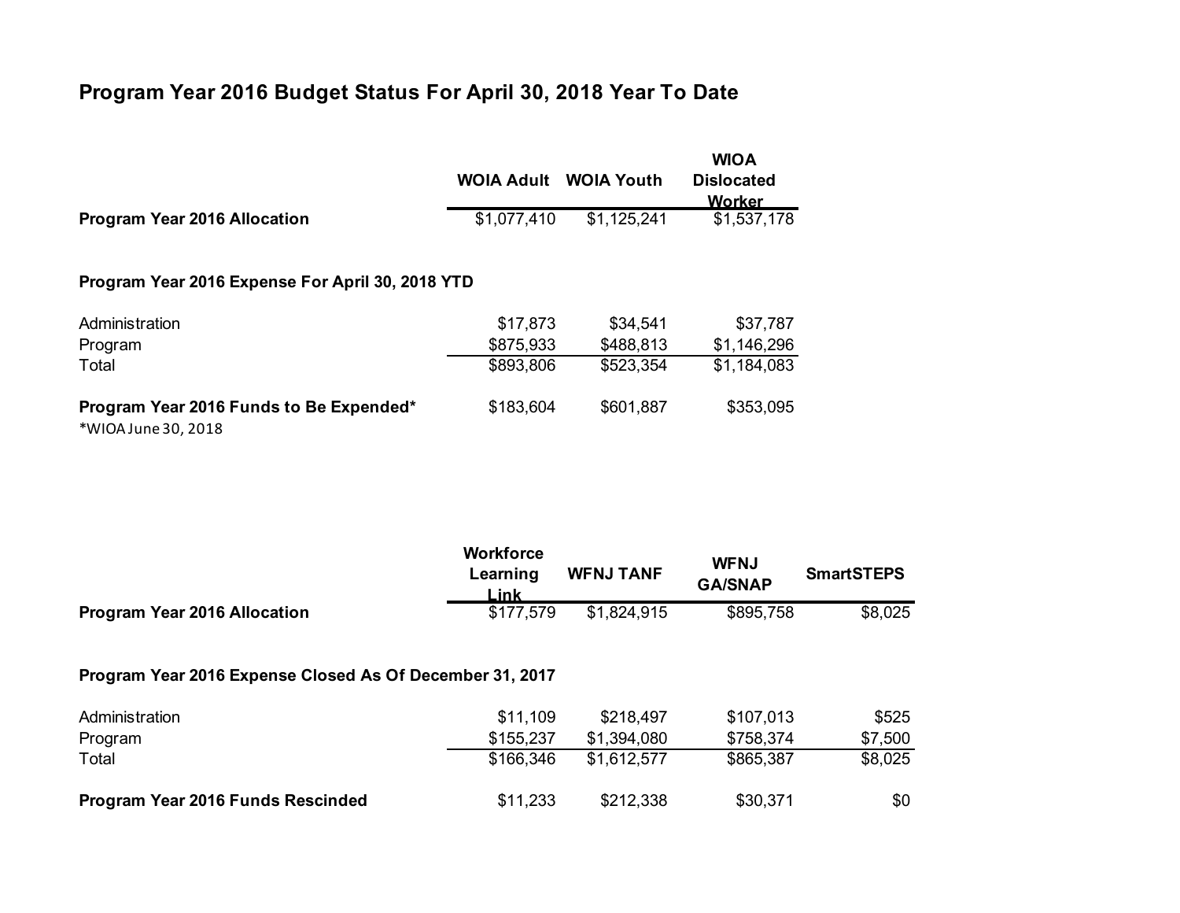# Program Year 2016 Budget Status For April 30, 2018 Year To Date

| | WOIA Adult | WOIA Youth | WIOA Dislocated Worker |
|---|---|---|---|
| **Program Year 2016 Allocation** | $1,077,410 | $1,125,241 | $1,537,178 |
| **Program Year 2016 Expense For April 30, 2018 YTD** | | | |
| Administration | $17,873 | $34,541 | $37,787 |
| Program | $875,933 | $488,813 | $1,146,296 |
| Total | $893,806 | $523,354 | $1,184,083 |
| **Program Year 2016 Funds to Be Expended*** | $183,604 | $601,887 | $353,095 |

*WIOA June 30, 2018

| | Workforce Learning Link | WFNJ TANF | WFNJ GA/SNAP | SmartSTEPS |
|---|---|---|---|---|
| **Program Year 2016 Allocation** | $177,579 | $1,824,915 | $895,758 | $8,025 |
| **Program Year 2016 Expense Closed As Of December 31, 2017** | | | | |
| Administration | $11,109 | $218,497 | $107,013 | $525 |
| Program | $155,237 | $1,394,080 | $758,374 | $7,500 |
| Total | $166,346 | $1,612,577 | $865,387 | $8,025 |
| **Program Year 2016 Funds Rescinded** | $11,233 | $212,338 | $30,371 | $0 |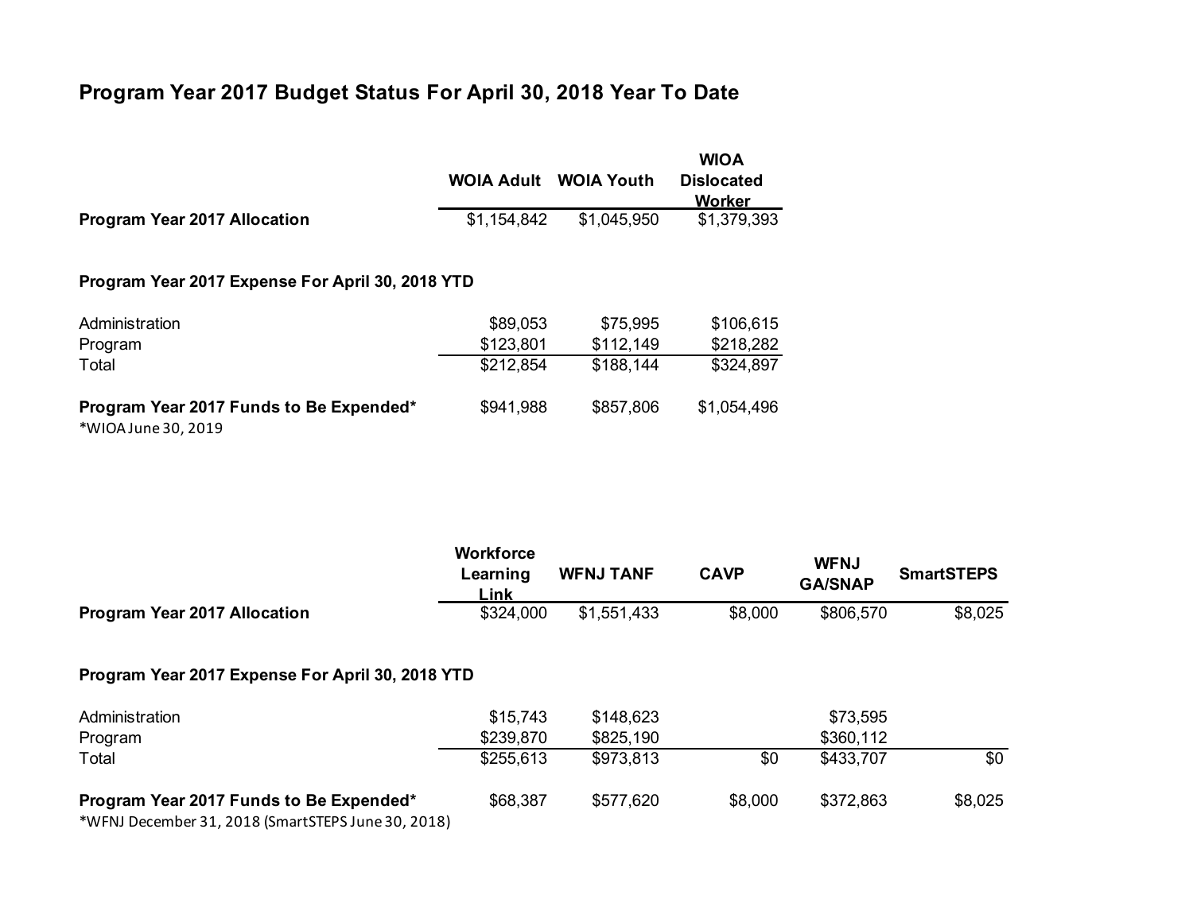## Program Year 2017 Budget Status For April 30, 2018 Year To Date

| | WOIA Adult | WOIA Youth | WIOA Dislocated Worker |
|---|---|---|---|
| **Program Year 2017 Allocation** | $1,154,842 | $1,045,950 | $1,379,393 |
| **Program Year 2017 Expense For April 30, 2018 YTD** | | | |
| Administration | $89,053 | $75,995 | $106,615 |
| Program | $123,801 | $112,149 | $218,282 |
| Total | $212,854 | $188,144 | $324,897 |
| **Program Year 2017 Funds to Be Expended*** | $941,988 | $857,806 | $1,054,496 |

*WIOA June 30, 2019

| | Workforce Learning Link | WFNJ TANF | CAVP | WFNJ GA/SNAP | SmartSTEPS |
|---|---|---|---|---|---|
| **Program Year 2017 Allocation** | $324,000 | $1,551,433 | $8,000 | $806,570 | $8,025 |
| **Program Year 2017 Expense For April 30, 2018 YTD** | | | | | |
| Administration | $15,743 | $148,623 | | $73,595 | |
| Program | $239,870 | $825,190 | | $360,112 | |
| Total | $255,613 | $973,813 | $0 | $433,707 | $0 |
| **Program Year 2017 Funds to Be Expended*** | $68,387 | $577,620 | $8,000 | $372,863 | $8,025 |

*WFNJ December 31, 2018 (SmartSTEPS June 30, 2018)